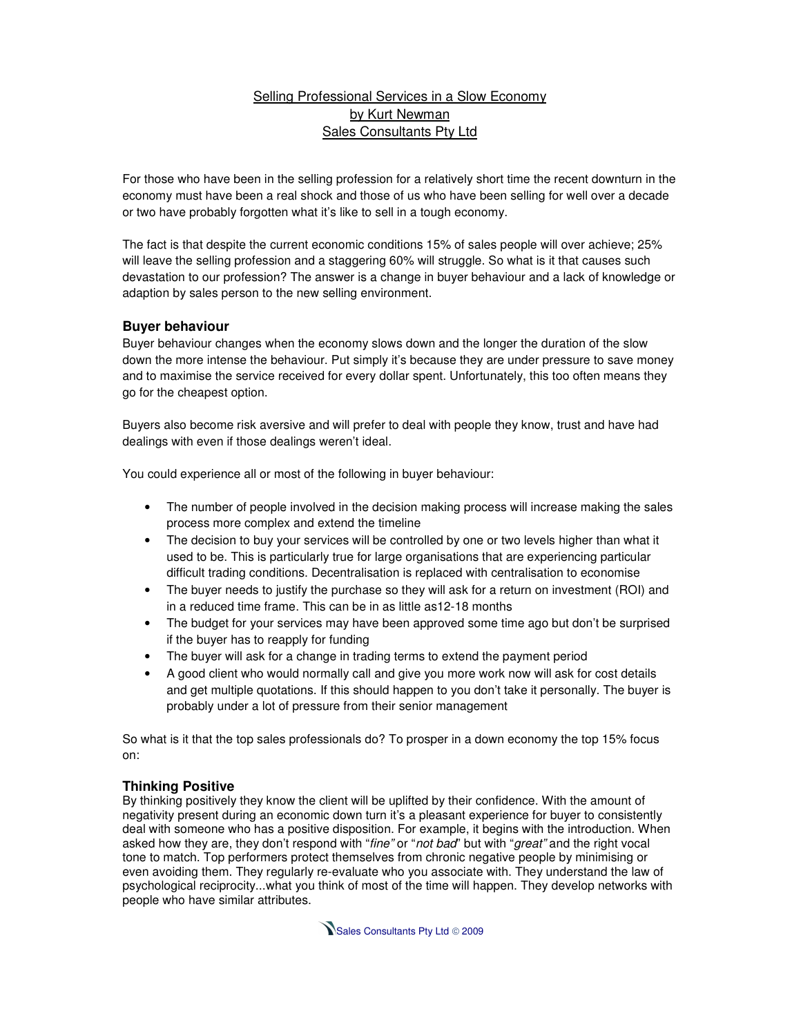# Selling Professional Services in a Slow Economy
by Kurt Newman
Sales Consultants Pty Ltd

For those who have been in the selling profession for a relatively short time the recent downturn in the economy must have been a real shock and those of us who have been selling for well over a decade or two have probably forgotten what it's like to sell in a tough economy.

The fact is that despite the current economic conditions 15% of sales people will over achieve; 25% will leave the selling profession and a staggering 60% will struggle. So what is it that causes such devastation to our profession? The answer is a change in buyer behaviour and a lack of knowledge or adaption by sales person to the new selling environment.

### Buyer behaviour

Buyer behaviour changes when the economy slows down and the longer the duration of the slow down the more intense the behaviour. Put simply it's because they are under pressure to save money and to maximise the service received for every dollar spent. Unfortunately, this too often means they go for the cheapest option.

Buyers also become risk aversive and will prefer to deal with people they know, trust and have had dealings with even if those dealings weren't ideal.

You could experience all or most of the following in buyer behaviour:

- The number of people involved in the decision making process will increase making the sales process more complex and extend the timeline
- The decision to buy your services will be controlled by one or two levels higher than what it used to be. This is particularly true for large organisations that are experiencing particular difficult trading conditions. Decentralisation is replaced with centralisation to economise
- The buyer needs to justify the purchase so they will ask for a return on investment (ROI) and in a reduced time frame. This can be in as little as12-18 months
- The budget for your services may have been approved some time ago but don't be surprised if the buyer has to reapply for funding
- The buyer will ask for a change in trading terms to extend the payment period
- A good client who would normally call and give you more work now will ask for cost details and get multiple quotations. If this should happen to you don't take it personally. The buyer is probably under a lot of pressure from their senior management

So what is it that the top sales professionals do? To prosper in a down economy the top 15% focus on:

### Thinking Positive

By thinking positively they know the client will be uplifted by their confidence. With the amount of negativity present during an economic down turn it's a pleasant experience for buyer to consistently deal with someone who has a positive disposition. For example, it begins with the introduction. When asked how they are, they don't respond with "*fine*" or "*not bad*" but with "*great*" and the right vocal tone to match. Top performers protect themselves from chronic negative people by minimising or even avoiding them. They regularly re-evaluate who you associate with. They understand the law of psychological reciprocity...what you think of most of the time will happen. They develop networks with people who have similar attributes.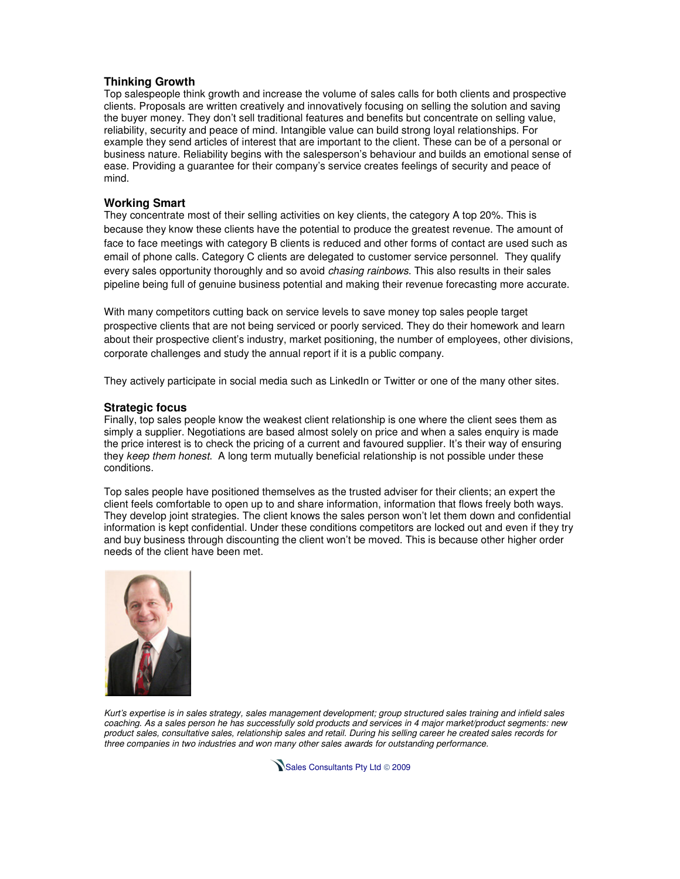## Thinking Growth

Top salespeople think growth and increase the volume of sales calls for both clients and prospective clients. Proposals are written creatively and innovatively focusing on selling the solution and saving the buyer money. They don't sell traditional features and benefits but concentrate on selling value, reliability, security and peace of mind. Intangible value can build strong loyal relationships. For example they send articles of interest that are important to the client. These can be of a personal or business nature. Reliability begins with the salesperson's behaviour and builds an emotional sense of ease. Providing a guarantee for their company's service creates feelings of security and peace of mind.

## Working Smart

They concentrate most of their selling activities on key clients, the category A top 20%. This is because they know these clients have the potential to produce the greatest revenue. The amount of face to face meetings with category B clients is reduced and other forms of contact are used such as email of phone calls. Category C clients are delegated to customer service personnel. They qualify every sales opportunity thoroughly and so avoid *chasing rainbows*. This also results in their sales pipeline being full of genuine business potential and making their revenue forecasting more accurate.

With many competitors cutting back on service levels to save money top sales people target prospective clients that are not being serviced or poorly serviced. They do their homework and learn about their prospective client's industry, market positioning, the number of employees, other divisions, corporate challenges and study the annual report if it is a public company.

They actively participate in social media such as LinkedIn or Twitter or one of the many other sites.

## Strategic focus

Finally, top sales people know the weakest client relationship is one where the client sees them as simply a supplier. Negotiations are based almost solely on price and when a sales enquiry is made the price interest is to check the pricing of a current and favoured supplier. It's their way of ensuring they *keep them honest*. A long term mutually beneficial relationship is not possible under these conditions.

Top sales people have positioned themselves as the trusted adviser for their clients; an expert the client feels comfortable to open up to and share information, information that flows freely both ways. They develop joint strategies. The client knows the sales person won't let them down and confidential information is kept confidential. Under these conditions competitors are locked out and even if they try and buy business through discounting the client won't be moved. This is because other higher order needs of the client have been met.

*Kurt's expertise is in sales strategy, sales management development; group structured sales training and infield sales coaching. As a sales person he has successfully sold products and services in 4 major market/product segments: new product sales, consultative sales, relationship sales and retail. During his selling career he created sales records for three companies in two industries and won many other sales awards for outstanding performance.*

Sales Consultants Pty Ltd © 2009